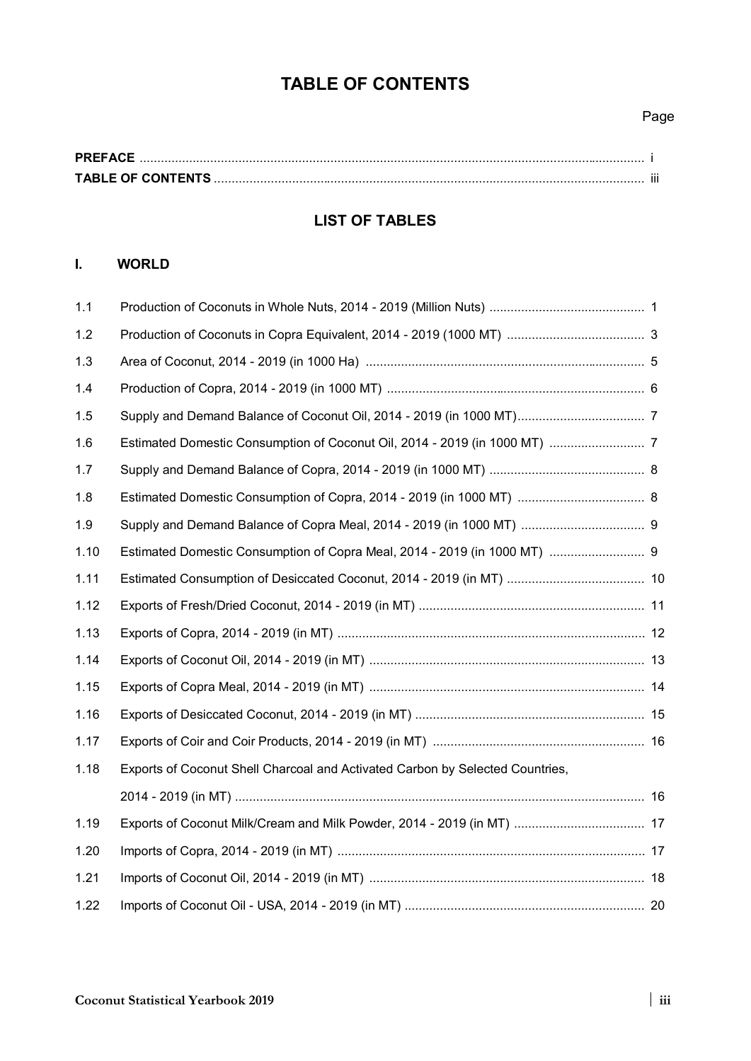# TABLE OF CONTENTS

Page

**PREFACE** ............................................................................................................................................. i
**TABLE OF CONTENTS** ......................................................................................................................... iii

## LIST OF TABLES

### I. WORLD

| | | |
|---|---|---|
| 1.1 | Production of Coconuts in Whole Nuts, 2014 - 2019 (Million Nuts) | 1 |
| 1.2 | Production of Coconuts in Copra Equivalent, 2014 - 2019 (1000 MT) | 3 |
| 1.3 | Area of Coconut, 2014 - 2019 (in 1000 Ha) | 5 |
| 1.4 | Production of Copra, 2014 - 2019 (in 1000 MT) | 6 |
| 1.5 | Supply and Demand Balance of Coconut Oil, 2014 - 2019 (in 1000 MT) | 7 |
| 1.6 | Estimated Domestic Consumption of Coconut Oil, 2014 - 2019 (in 1000 MT) | 7 |
| 1.7 | Supply and Demand Balance of Copra, 2014 - 2019 (in 1000 MT) | 8 |
| 1.8 | Estimated Domestic Consumption of Copra, 2014 - 2019 (in 1000 MT) | 8 |
| 1.9 | Supply and Demand Balance of Copra Meal, 2014 - 2019 (in 1000 MT) | 9 |
| 1.10 | Estimated Domestic Consumption of Copra Meal, 2014 - 2019 (in 1000 MT) | 9 |
| 1.11 | Estimated Consumption of Desiccated Coconut, 2014 - 2019 (in MT) | 10 |
| 1.12 | Exports of Fresh/Dried Coconut, 2014 - 2019 (in MT) | 11 |
| 1.13 | Exports of Copra, 2014 - 2019 (in MT) | 12 |
| 1.14 | Exports of Coconut Oil, 2014 - 2019 (in MT) | 13 |
| 1.15 | Exports of Copra Meal, 2014 - 2019 (in MT) | 14 |
| 1.16 | Exports of Desiccated Coconut, 2014 - 2019 (in MT) | 15 |
| 1.17 | Exports of Coir and Coir Products, 2014 - 2019 (in MT) | 16 |
| 1.18 | Exports of Coconut Shell Charcoal and Activated Carbon by Selected Countries, 2014 - 2019 (in MT) | 16 |
| 1.19 | Exports of Coconut Milk/Cream and Milk Powder, 2014 - 2019 (in MT) | 17 |
| 1.20 | Imports of Copra, 2014 - 2019 (in MT) | 17 |
| 1.21 | Imports of Coconut Oil, 2014 - 2019 (in MT) | 18 |
| 1.22 | Imports of Coconut Oil - USA, 2014 - 2019 (in MT) | 20 |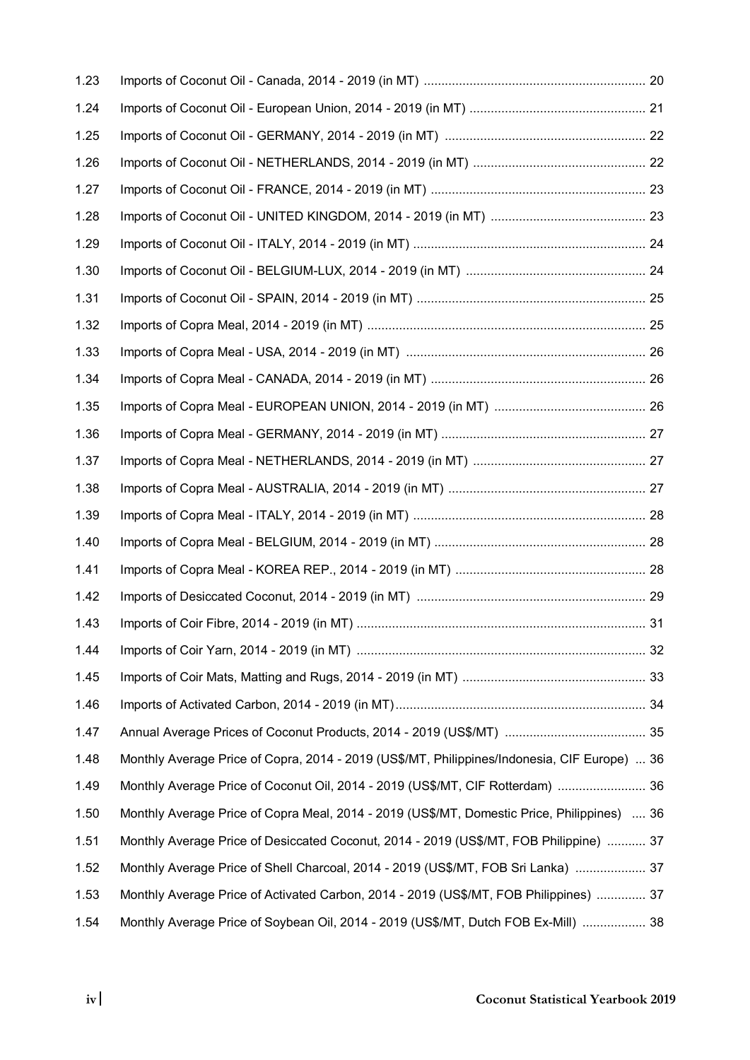| | | |
|---|---|---|
| 1.23 | Imports of Coconut Oil - Canada, 2014 - 2019 (in MT) | 20 |
| 1.24 | Imports of Coconut Oil - European Union, 2014 - 2019 (in MT) | 21 |
| 1.25 | Imports of Coconut Oil - GERMANY, 2014 - 2019 (in MT) | 22 |
| 1.26 | Imports of Coconut Oil - NETHERLANDS, 2014 - 2019 (in MT) | 22 |
| 1.27 | Imports of Coconut Oil - FRANCE, 2014 - 2019 (in MT) | 23 |
| 1.28 | Imports of Coconut Oil - UNITED KINGDOM, 2014 - 2019 (in MT) | 23 |
| 1.29 | Imports of Coconut Oil - ITALY, 2014 - 2019 (in MT) | 24 |
| 1.30 | Imports of Coconut Oil - BELGIUM-LUX, 2014 - 2019 (in MT) | 24 |
| 1.31 | Imports of Coconut Oil - SPAIN, 2014 - 2019 (in MT) | 25 |
| 1.32 | Imports of Copra Meal, 2014 - 2019 (in MT) | 25 |
| 1.33 | Imports of Copra Meal - USA, 2014 - 2019 (in MT) | 26 |
| 1.34 | Imports of Copra Meal - CANADA, 2014 - 2019 (in MT) | 26 |
| 1.35 | Imports of Copra Meal - EUROPEAN UNION, 2014 - 2019 (in MT) | 26 |
| 1.36 | Imports of Copra Meal - GERMANY, 2014 - 2019 (in MT) | 27 |
| 1.37 | Imports of Copra Meal - NETHERLANDS, 2014 - 2019 (in MT) | 27 |
| 1.38 | Imports of Copra Meal - AUSTRALIA, 2014 - 2019 (in MT) | 27 |
| 1.39 | Imports of Copra Meal - ITALY, 2014 - 2019 (in MT) | 28 |
| 1.40 | Imports of Copra Meal - BELGIUM, 2014 - 2019 (in MT) | 28 |
| 1.41 | Imports of Copra Meal - KOREA REP., 2014 - 2019 (in MT) | 28 |
| 1.42 | Imports of Desiccated Coconut, 2014 - 2019 (in MT) | 29 |
| 1.43 | Imports of Coir Fibre, 2014 - 2019 (in MT) | 31 |
| 1.44 | Imports of Coir Yarn, 2014 - 2019 (in MT) | 32 |
| 1.45 | Imports of Coir Mats, Matting and Rugs, 2014 - 2019 (in MT) | 33 |
| 1.46 | Imports of Activated Carbon, 2014 - 2019 (in MT) | 34 |
| 1.47 | Annual Average Prices of Coconut Products, 2014 - 2019 (US$/MT) | 35 |
| 1.48 | Monthly Average Price of Copra, 2014 - 2019 (US$/MT, Philippines/Indonesia, CIF Europe) | 36 |
| 1.49 | Monthly Average Price of Coconut Oil, 2014 - 2019 (US$/MT, CIF Rotterdam) | 36 |
| 1.50 | Monthly Average Price of Copra Meal, 2014 - 2019 (US$/MT, Domestic Price, Philippines) | 36 |
| 1.51 | Monthly Average Price of Desiccated Coconut, 2014 - 2019 (US$/MT, FOB Philippine) | 37 |
| 1.52 | Monthly Average Price of Shell Charcoal, 2014 - 2019 (US$/MT, FOB Sri Lanka) | 37 |
| 1.53 | Monthly Average Price of Activated Carbon, 2014 - 2019 (US$/MT, FOB Philippines) | 37 |
| 1.54 | Monthly Average Price of Soybean Oil, 2014 - 2019 (US$/MT, Dutch FOB Ex-Mill) | 38 |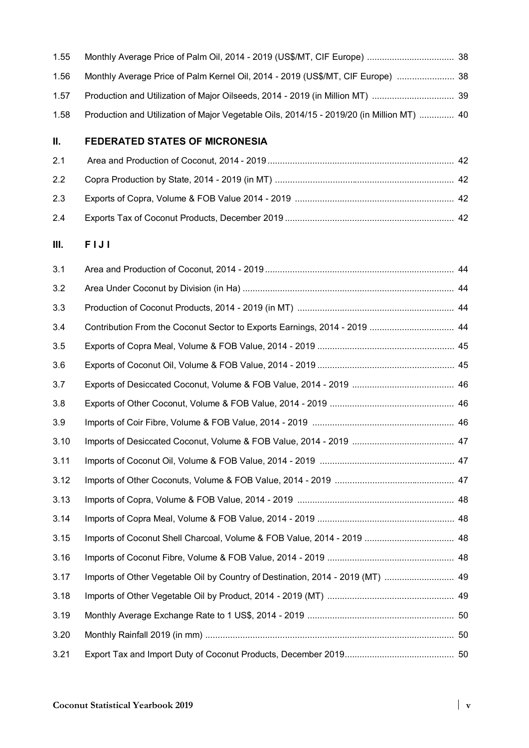| | | |
|---|---|---|
| 1.55 | Monthly Average Price of Palm Oil, 2014 - 2019 (US$/MT, CIF Europe) | 38 |
| 1.56 | Monthly Average Price of Palm Kernel Oil, 2014 - 2019 (US$/MT, CIF Europe) | 38 |
| 1.57 | Production and Utilization of Major Oilseeds, 2014 - 2019 (in Million MT) | 39 |
| 1.58 | Production and Utilization of Major Vegetable Oils, 2014/15 - 2019/20 (in Million MT) | 40 |

## II. FEDERATED STATES OF MICRONESIA

| | | |
|---|---|---|
| 2.1 | Area and Production of Coconut, 2014 - 2019 | 42 |
| 2.2 | Copra Production by State, 2014 - 2019 (in MT) | 42 |
| 2.3 | Exports of Copra, Volume & FOB Value 2014 - 2019 | 42 |
| 2.4 | Exports Tax of Coconut Products, December 2019 | 42 |

## III. F I J I

| | | |
|---|---|---|
| 3.1 | Area and Production of Coconut, 2014 - 2019 | 44 |
| 3.2 | Area Under Coconut by Division (in Ha) | 44 |
| 3.3 | Production of Coconut Products, 2014 - 2019 (in MT) | 44 |
| 3.4 | Contribution From the Coconut Sector to Exports Earnings, 2014 - 2019 | 44 |
| 3.5 | Exports of Copra Meal, Volume & FOB Value, 2014 - 2019 | 45 |
| 3.6 | Exports of Coconut Oil, Volume & FOB Value, 2014 - 2019 | 45 |
| 3.7 | Exports of Desiccated Coconut, Volume & FOB Value, 2014 - 2019 | 46 |
| 3.8 | Exports of Other Coconut, Volume & FOB Value, 2014 - 2019 | 46 |
| 3.9 | Imports of Coir Fibre, Volume & FOB Value, 2014 - 2019 | 46 |
| 3.10 | Imports of Desiccated Coconut, Volume & FOB Value, 2014 - 2019 | 47 |
| 3.11 | Imports of Coconut Oil, Volume & FOB Value, 2014 - 2019 | 47 |
| 3.12 | Imports of Other Coconuts, Volume & FOB Value, 2014 - 2019 | 47 |
| 3.13 | Imports of Copra, Volume & FOB Value, 2014 - 2019 | 48 |
| 3.14 | Imports of Copra Meal, Volume & FOB Value, 2014 - 2019 | 48 |
| 3.15 | Imports of Coconut Shell Charcoal, Volume & FOB Value, 2014 - 2019 | 48 |
| 3.16 | Imports of Coconut Fibre, Volume & FOB Value, 2014 - 2019 | 48 |
| 3.17 | Imports of Other Vegetable Oil by Country of Destination, 2014 - 2019 (MT) | 49 |
| 3.18 | Imports of Other Vegetable Oil by Product, 2014 - 2019 (MT) | 49 |
| 3.19 | Monthly Average Exchange Rate to 1 US$, 2014 - 2019 | 50 |
| 3.20 | Monthly Rainfall 2019 (in mm) | 50 |
| 3.21 | Export Tax and Import Duty of Coconut Products, December 2019 | 50 |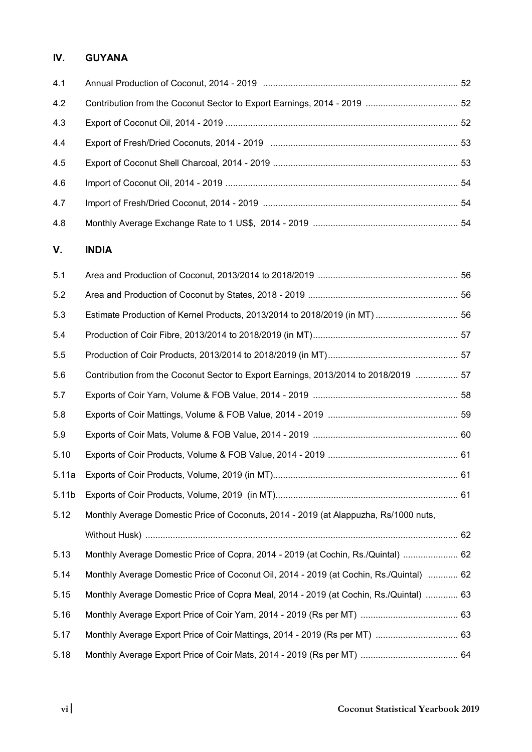## IV. GUYANA

| | | |
|---|---|---|
| 4.1 | Annual Production of Coconut, 2014 - 2019 | 52 |
| 4.2 | Contribution from the Coconut Sector to Export Earnings, 2014 - 2019 | 52 |
| 4.3 | Export of Coconut Oil, 2014 - 2019 | 52 |
| 4.4 | Export of Fresh/Dried Coconuts, 2014 - 2019 | 53 |
| 4.5 | Export of Coconut Shell Charcoal, 2014 - 2019 | 53 |
| 4.6 | Import of Coconut Oil, 2014 - 2019 | 54 |
| 4.7 | Import of Fresh/Dried Coconut, 2014 - 2019 | 54 |
| 4.8 | Monthly Average Exchange Rate to 1 US$, 2014 - 2019 | 54 |

## V. INDIA

| | | |
|---|---|---|
| 5.1 | Area and Production of Coconut, 2013/2014 to 2018/2019 | 56 |
| 5.2 | Area and Production of Coconut by States, 2018 - 2019 | 56 |
| 5.3 | Estimate Production of Kernel Products, 2013/2014 to 2018/2019 (in MT) | 56 |
| 5.4 | Production of Coir Fibre, 2013/2014 to 2018/2019 (in MT) | 57 |
| 5.5 | Production of Coir Products, 2013/2014 to 2018/2019 (in MT) | 57 |
| 5.6 | Contribution from the Coconut Sector to Export Earnings, 2013/2014 to 2018/2019 | 57 |
| 5.7 | Exports of Coir Yarn, Volume & FOB Value, 2014 - 2019 | 58 |
| 5.8 | Exports of Coir Mattings, Volume & FOB Value, 2014 - 2019 | 59 |
| 5.9 | Exports of Coir Mats, Volume & FOB Value, 2014 - 2019 | 60 |
| 5.10 | Exports of Coir Products, Volume & FOB Value, 2014 - 2019 | 61 |
| 5.11a | Exports of Coir Products, Volume, 2019 (in MT) | 61 |
| 5.11b | Exports of Coir Products, Volume, 2019 (in MT) | 61 |
| 5.12 | Monthly Average Domestic Price of Coconuts, 2014 - 2019 (at Alappuzha, Rs/1000 nuts, Without Husk) | 62 |
| 5.13 | Monthly Average Domestic Price of Copra, 2014 - 2019 (at Cochin, Rs./Quintal) | 62 |
| 5.14 | Monthly Average Domestic Price of Coconut Oil, 2014 - 2019 (at Cochin, Rs./Quintal) | 62 |
| 5.15 | Monthly Average Domestic Price of Copra Meal, 2014 - 2019 (at Cochin, Rs./Quintal) | 63 |
| 5.16 | Monthly Average Export Price of Coir Yarn, 2014 - 2019 (Rs per MT) | 63 |
| 5.17 | Monthly Average Export Price of Coir Mattings, 2014 - 2019 (Rs per MT) | 63 |
| 5.18 | Monthly Average Export Price of Coir Mats, 2014 - 2019 (Rs per MT) | 64 |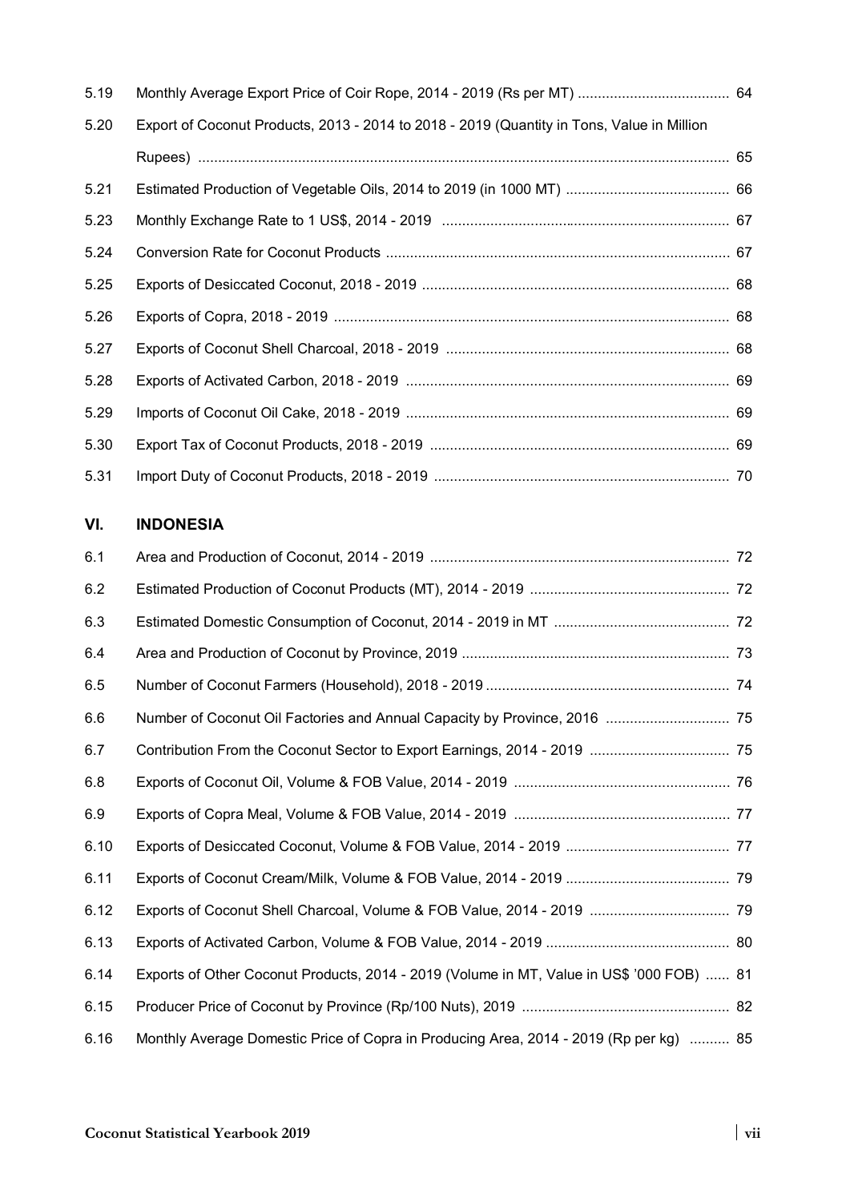| | | |
|---|---|---|
| 5.19 | Monthly Average Export Price of Coir Rope, 2014 - 2019 (Rs per MT) | 64 |
| 5.20 | Export of Coconut Products, 2013 - 2014 to 2018 - 2019 (Quantity in Tons, Value in Million Rupees) | 65 |
| 5.21 | Estimated Production of Vegetable Oils, 2014 to 2019 (in 1000 MT) | 66 |
| 5.23 | Monthly Exchange Rate to 1 US$, 2014 - 2019 | 67 |
| 5.24 | Conversion Rate for Coconut Products | 67 |
| 5.25 | Exports of Desiccated Coconut, 2018 - 2019 | 68 |
| 5.26 | Exports of Copra, 2018 - 2019 | 68 |
| 5.27 | Exports of Coconut Shell Charcoal, 2018 - 2019 | 68 |
| 5.28 | Exports of Activated Carbon, 2018 - 2019 | 69 |
| 5.29 | Imports of Coconut Oil Cake, 2018 - 2019 | 69 |
| 5.30 | Export Tax of Coconut Products, 2018 - 2019 | 69 |
| 5.31 | Import Duty of Coconut Products, 2018 - 2019 | 70 |

## VI. INDONESIA

| | | |
|---|---|---|
| 6.1 | Area and Production of Coconut, 2014 - 2019 | 72 |
| 6.2 | Estimated Production of Coconut Products (MT), 2014 - 2019 | 72 |
| 6.3 | Estimated Domestic Consumption of Coconut, 2014 - 2019 in MT | 72 |
| 6.4 | Area and Production of Coconut by Province, 2019 | 73 |
| 6.5 | Number of Coconut Farmers (Household), 2018 - 2019 | 74 |
| 6.6 | Number of Coconut Oil Factories and Annual Capacity by Province, 2016 | 75 |
| 6.7 | Contribution From the Coconut Sector to Export Earnings, 2014 - 2019 | 75 |
| 6.8 | Exports of Coconut Oil, Volume & FOB Value, 2014 - 2019 | 76 |
| 6.9 | Exports of Copra Meal, Volume & FOB Value, 2014 - 2019 | 77 |
| 6.10 | Exports of Desiccated Coconut, Volume & FOB Value, 2014 - 2019 | 77 |
| 6.11 | Exports of Coconut Cream/Milk, Volume & FOB Value, 2014 - 2019 | 79 |
| 6.12 | Exports of Coconut Shell Charcoal, Volume & FOB Value, 2014 - 2019 | 79 |
| 6.13 | Exports of Activated Carbon, Volume & FOB Value, 2014 - 2019 | 80 |
| 6.14 | Exports of Other Coconut Products, 2014 - 2019 (Volume in MT, Value in US$ '000 FOB) | 81 |
| 6.15 | Producer Price of Coconut by Province (Rp/100 Nuts), 2019 | 82 |
| 6.16 | Monthly Average Domestic Price of Copra in Producing Area, 2014 - 2019 (Rp per kg) | 85 |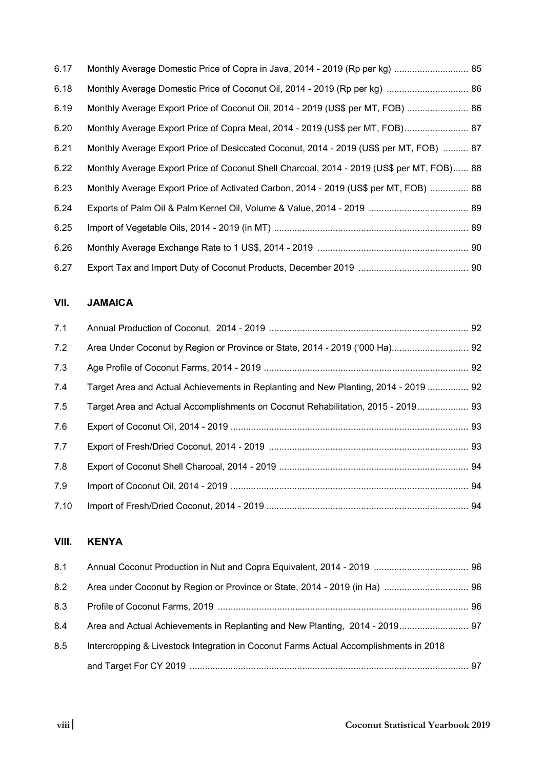| | | |
|---|---|---|
| 6.17 | Monthly Average Domestic Price of Copra in Java, 2014 - 2019 (Rp per kg) | 85 |
| 6.18 | Monthly Average Domestic Price of Coconut Oil, 2014 - 2019 (Rp per kg) | 86 |
| 6.19 | Monthly Average Export Price of Coconut Oil, 2014 - 2019 (US$ per MT, FOB) | 86 |
| 6.20 | Monthly Average Export Price of Copra Meal, 2014 - 2019 (US$ per MT, FOB) | 87 |
| 6.21 | Monthly Average Export Price of Desiccated Coconut, 2014 - 2019 (US$ per MT, FOB) | 87 |
| 6.22 | Monthly Average Export Price of Coconut Shell Charcoal, 2014 - 2019 (US$ per MT, FOB) | 88 |
| 6.23 | Monthly Average Export Price of Activated Carbon, 2014 - 2019 (US$ per MT, FOB) | 88 |
| 6.24 | Exports of Palm Oil & Palm Kernel Oil, Volume & Value, 2014 - 2019 | 89 |
| 6.25 | Import of Vegetable Oils, 2014 - 2019 (in MT) | 89 |
| 6.26 | Monthly Average Exchange Rate to 1 US$, 2014 - 2019 | 90 |
| 6.27 | Export Tax and Import Duty of Coconut Products, December 2019 | 90 |

## VII. JAMAICA

| | | |
|---|---|---|
| 7.1 | Annual Production of Coconut, 2014 - 2019 | 92 |
| 7.2 | Area Under Coconut by Region or Province or State, 2014 - 2019 ('000 Ha) | 92 |
| 7.3 | Age Profile of Coconut Farms, 2014 - 2019 | 92 |
| 7.4 | Target Area and Actual Achievements in Replanting and New Planting, 2014 - 2019 | 92 |
| 7.5 | Target Area and Actual Accomplishments on Coconut Rehabilitation, 2015 - 2019 | 93 |
| 7.6 | Export of Coconut Oil, 2014 - 2019 | 93 |
| 7.7 | Export of Fresh/Dried Coconut, 2014 - 2019 | 93 |
| 7.8 | Export of Coconut Shell Charcoal, 2014 - 2019 | 94 |
| 7.9 | Import of Coconut Oil, 2014 - 2019 | 94 |
| 7.10 | Import of Fresh/Dried Coconut, 2014 - 2019 | 94 |

## VIII. KENYA

| | | |
|---|---|---|
| 8.1 | Annual Coconut Production in Nut and Copra Equivalent, 2014 - 2019 | 96 |
| 8.2 | Area under Coconut by Region or Province or State, 2014 - 2019 (in Ha) | 96 |
| 8.3 | Profile of Coconut Farms, 2019 | 96 |
| 8.4 | Area and Actual Achievements in Replanting and New Planting, 2014 - 2019 | 97 |
| 8.5 | Intercropping & Livestock Integration in Coconut Farms Actual Accomplishments in 2018 and Target For CY 2019 | 97 |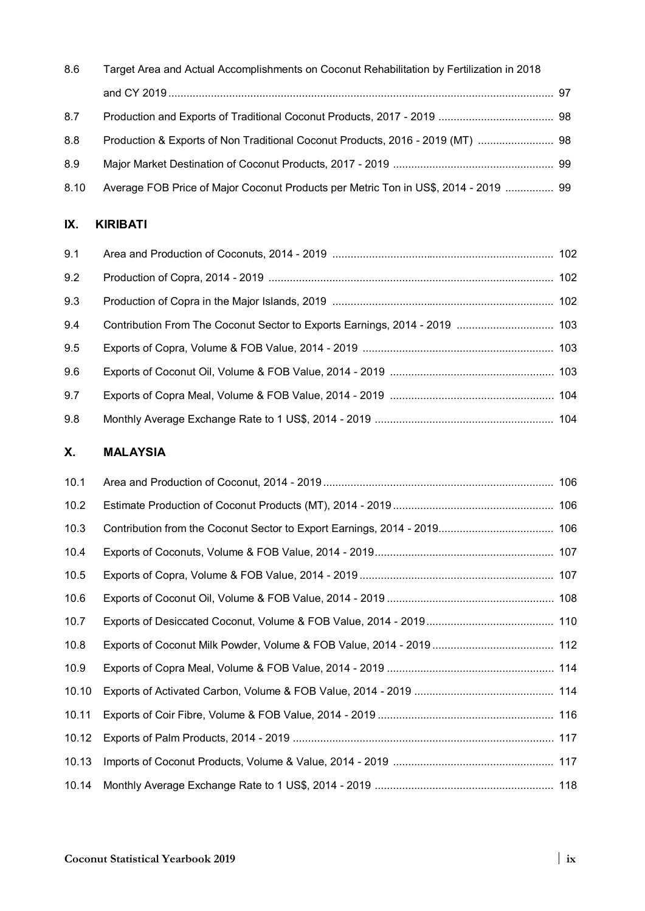| | | |
|---|---|---|
| 8.6 | Target Area and Actual Accomplishments on Coconut Rehabilitation by Fertilization in 2018 and CY 2019 | 97 |
| 8.7 | Production and Exports of Traditional Coconut Products, 2017 - 2019 | 98 |
| 8.8 | Production & Exports of Non Traditional Coconut Products, 2016 - 2019 (MT) | 98 |
| 8.9 | Major Market Destination of Coconut Products, 2017 - 2019 | 99 |
| 8.10 | Average FOB Price of Major Coconut Products per Metric Ton in US$, 2014 - 2019 | 99 |

## IX. KIRIBATI

| | | |
|---|---|---|
| 9.1 | Area and Production of Coconuts, 2014 - 2019 | 102 |
| 9.2 | Production of Copra, 2014 - 2019 | 102 |
| 9.3 | Production of Copra in the Major Islands, 2019 | 102 |
| 9.4 | Contribution From The Coconut Sector to Exports Earnings, 2014 - 2019 | 103 |
| 9.5 | Exports of Copra, Volume & FOB Value, 2014 - 2019 | 103 |
| 9.6 | Exports of Coconut Oil, Volume & FOB Value, 2014 - 2019 | 103 |
| 9.7 | Exports of Copra Meal, Volume & FOB Value, 2014 - 2019 | 104 |
| 9.8 | Monthly Average Exchange Rate to 1 US$, 2014 - 2019 | 104 |

## X. MALAYSIA

| | | |
|---|---|---|
| 10.1 | Area and Production of Coconut, 2014 - 2019 | 106 |
| 10.2 | Estimate Production of Coconut Products (MT), 2014 - 2019 | 106 |
| 10.3 | Contribution from the Coconut Sector to Export Earnings, 2014 - 2019 | 106 |
| 10.4 | Exports of Coconuts, Volume & FOB Value, 2014 - 2019 | 107 |
| 10.5 | Exports of Copra, Volume & FOB Value, 2014 - 2019 | 107 |
| 10.6 | Exports of Coconut Oil, Volume & FOB Value, 2014 - 2019 | 108 |
| 10.7 | Exports of Desiccated Coconut, Volume & FOB Value, 2014 - 2019 | 110 |
| 10.8 | Exports of Coconut Milk Powder, Volume & FOB Value, 2014 - 2019 | 112 |
| 10.9 | Exports of Copra Meal, Volume & FOB Value, 2014 - 2019 | 114 |
| 10.10 | Exports of Activated Carbon, Volume & FOB Value, 2014 - 2019 | 114 |
| 10.11 | Exports of Coir Fibre, Volume & FOB Value, 2014 - 2019 | 116 |
| 10.12 | Exports of Palm Products, 2014 - 2019 | 117 |
| 10.13 | Imports of Coconut Products, Volume & Value, 2014 - 2019 | 117 |
| 10.14 | Monthly Average Exchange Rate to 1 US$, 2014 - 2019 | 118 |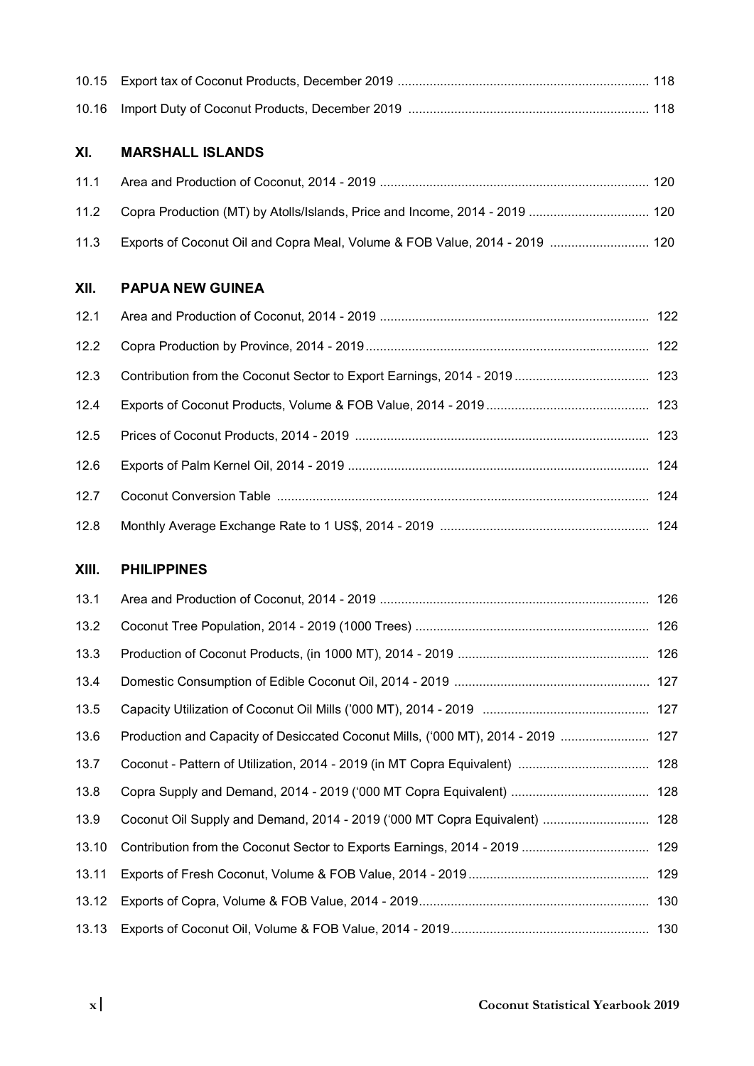| | | |
|---|---|---|
| 10.15 | Export tax of Coconut Products, December 2019 | 118 |
| 10.16 | Import Duty of Coconut Products, December 2019 | 118 |

## XI. MARSHALL ISLANDS

| | | |
|---|---|---|
| 11.1 | Area and Production of Coconut, 2014 - 2019 | 120 |
| 11.2 | Copra Production (MT) by Atolls/Islands, Price and Income, 2014 - 2019 | 120 |
| 11.3 | Exports of Coconut Oil and Copra Meal, Volume & FOB Value, 2014 - 2019 | 120 |

## XII. PAPUA NEW GUINEA

| | | |
|---|---|---|
| 12.1 | Area and Production of Coconut, 2014 - 2019 | 122 |
| 12.2 | Copra Production by Province, 2014 - 2019 | 122 |
| 12.3 | Contribution from the Coconut Sector to Export Earnings, 2014 - 2019 | 123 |
| 12.4 | Exports of Coconut Products, Volume & FOB Value, 2014 - 2019 | 123 |
| 12.5 | Prices of Coconut Products, 2014 - 2019 | 123 |
| 12.6 | Exports of Palm Kernel Oil, 2014 - 2019 | 124 |
| 12.7 | Coconut Conversion Table | 124 |
| 12.8 | Monthly Average Exchange Rate to 1 US$, 2014 - 2019 | 124 |

## XIII. PHILIPPINES

| | | |
|---|---|---|
| 13.1 | Area and Production of Coconut, 2014 - 2019 | 126 |
| 13.2 | Coconut Tree Population, 2014 - 2019 (1000 Trees) | 126 |
| 13.3 | Production of Coconut Products, (in 1000 MT), 2014 - 2019 | 126 |
| 13.4 | Domestic Consumption of Edible Coconut Oil, 2014 - 2019 | 127 |
| 13.5 | Capacity Utilization of Coconut Oil Mills ('000 MT), 2014 - 2019 | 127 |
| 13.6 | Production and Capacity of Desiccated Coconut Mills, ('000 MT), 2014 - 2019 | 127 |
| 13.7 | Coconut - Pattern of Utilization, 2014 - 2019 (in MT Copra Equivalent) | 128 |
| 13.8 | Copra Supply and Demand, 2014 - 2019 ('000 MT Copra Equivalent) | 128 |
| 13.9 | Coconut Oil Supply and Demand, 2014 - 2019 ('000 MT Copra Equivalent) | 128 |
| 13.10 | Contribution from the Coconut Sector to Exports Earnings, 2014 - 2019 | 129 |
| 13.11 | Exports of Fresh Coconut, Volume & FOB Value, 2014 - 2019 | 129 |
| 13.12 | Exports of Copra, Volume & FOB Value, 2014 - 2019 | 130 |
| 13.13 | Exports of Coconut Oil, Volume & FOB Value, 2014 - 2019 | 130 |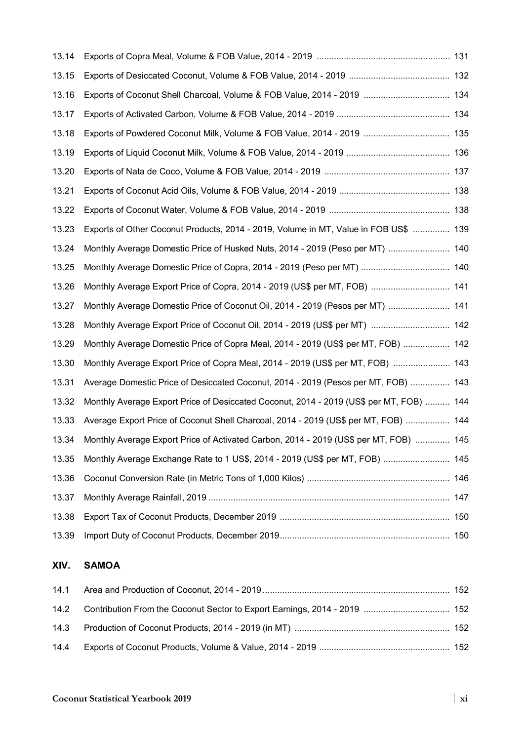| | | |
|---|---|---|
| 13.14 | Exports of Copra Meal, Volume & FOB Value, 2014 - 2019 | 131 |
| 13.15 | Exports of Desiccated Coconut, Volume & FOB Value, 2014 - 2019 | 132 |
| 13.16 | Exports of Coconut Shell Charcoal, Volume & FOB Value, 2014 - 2019 | 134 |
| 13.17 | Exports of Activated Carbon, Volume & FOB Value, 2014 - 2019 | 134 |
| 13.18 | Exports of Powdered Coconut Milk, Volume & FOB Value, 2014 - 2019 | 135 |
| 13.19 | Exports of Liquid Coconut Milk, Volume & FOB Value, 2014 - 2019 | 136 |
| 13.20 | Exports of Nata de Coco, Volume & FOB Value, 2014 - 2019 | 137 |
| 13.21 | Exports of Coconut Acid Oils, Volume & FOB Value, 2014 - 2019 | 138 |
| 13.22 | Exports of Coconut Water, Volume & FOB Value, 2014 - 2019 | 138 |
| 13.23 | Exports of Other Coconut Products, 2014 - 2019, Volume in MT, Value in FOB US$ | 139 |
| 13.24 | Monthly Average Domestic Price of Husked Nuts, 2014 - 2019 (Peso per MT) | 140 |
| 13.25 | Monthly Average Domestic Price of Copra, 2014 - 2019 (Peso per MT) | 140 |
| 13.26 | Monthly Average Export Price of Copra, 2014 - 2019 (US$ per MT, FOB) | 141 |
| 13.27 | Monthly Average Domestic Price of Coconut Oil, 2014 - 2019 (Pesos per MT) | 141 |
| 13.28 | Monthly Average Export Price of Coconut Oil, 2014 - 2019 (US$ per MT) | 142 |
| 13.29 | Monthly Average Domestic Price of Copra Meal, 2014 - 2019 (US$ per MT, FOB) | 142 |
| 13.30 | Monthly Average Export Price of Copra Meal, 2014 - 2019 (US$ per MT, FOB) | 143 |
| 13.31 | Average Domestic Price of Desiccated Coconut, 2014 - 2019 (Pesos per MT, FOB) | 143 |
| 13.32 | Monthly Average Export Price of Desiccated Coconut, 2014 - 2019 (US$ per MT, FOB) | 144 |
| 13.33 | Average Export Price of Coconut Shell Charcoal, 2014 - 2019 (US$ per MT, FOB) | 144 |
| 13.34 | Monthly Average Export Price of Activated Carbon, 2014 - 2019 (US$ per MT, FOB) | 145 |
| 13.35 | Monthly Average Exchange Rate to 1 US$, 2014 - 2019 (US$ per MT, FOB) | 145 |
| 13.36 | Coconut Conversion Rate (in Metric Tons of 1,000 Kilos) | 146 |
| 13.37 | Monthly Average Rainfall, 2019 | 147 |
| 13.38 | Export Tax of Coconut Products, December 2019 | 150 |
| 13.39 | Import Duty of Coconut Products, December 2019 | 150 |

## XIV. SAMOA

| | | |
|---|---|---|
| 14.1 | Area and Production of Coconut, 2014 - 2019 | 152 |
| 14.2 | Contribution From the Coconut Sector to Export Earnings, 2014 - 2019 | 152 |
| 14.3 | Production of Coconut Products, 2014 - 2019 (in MT) | 152 |
| 14.4 | Exports of Coconut Products, Volume & Value, 2014 - 2019 | 152 |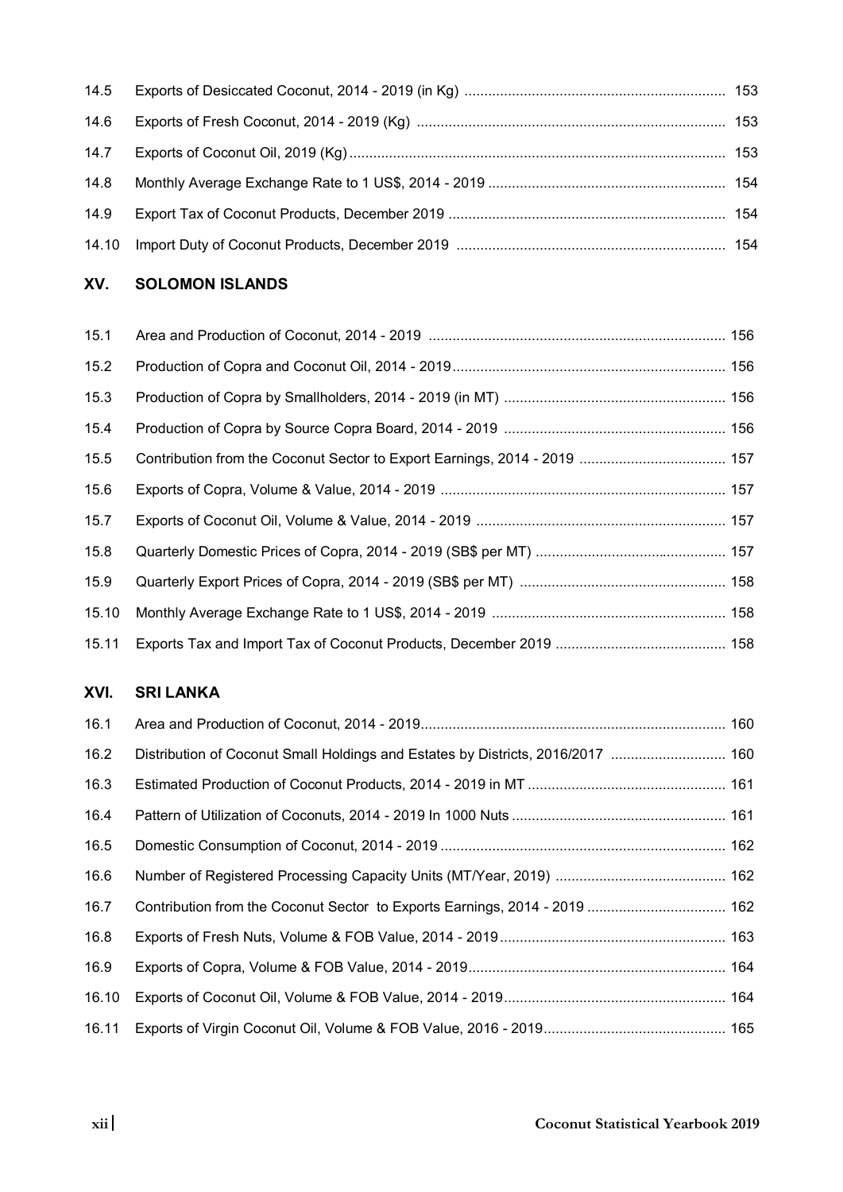| | | |
|---|---|---|
| 14.5 | Exports of Desiccated Coconut, 2014 - 2019 (in Kg) | 153 |
| 14.6 | Exports of Fresh Coconut, 2014 - 2019 (Kg) | 153 |
| 14.7 | Exports of Coconut Oil, 2019 (Kg) | 153 |
| 14.8 | Monthly Average Exchange Rate to 1 US$, 2014 - 2019 | 154 |
| 14.9 | Export Tax of Coconut Products, December 2019 | 154 |
| 14.10 | Import Duty of Coconut Products, December 2019 | 154 |

## XV. SOLOMON ISLANDS

| | | |
|---|---|---|
| 15.1 | Area and Production of Coconut, 2014 - 2019 | 156 |
| 15.2 | Production of Copra and Coconut Oil, 2014 - 2019 | 156 |
| 15.3 | Production of Copra by Smallholders, 2014 - 2019 (in MT) | 156 |
| 15.4 | Production of Copra by Source Copra Board, 2014 - 2019 | 156 |
| 15.5 | Contribution from the Coconut Sector to Export Earnings, 2014 - 2019 | 157 |
| 15.6 | Exports of Copra, Volume & Value, 2014 - 2019 | 157 |
| 15.7 | Exports of Coconut Oil, Volume & Value, 2014 - 2019 | 157 |
| 15.8 | Quarterly Domestic Prices of Copra, 2014 - 2019 (SB$ per MT) | 157 |
| 15.9 | Quarterly Export Prices of Copra, 2014 - 2019 (SB$ per MT) | 158 |
| 15.10 | Monthly Average Exchange Rate to 1 US$, 2014 - 2019 | 158 |
| 15.11 | Exports Tax and Import Tax of Coconut Products, December 2019 | 158 |

## XVI. SRI LANKA

| | | |
|---|---|---|
| 16.1 | Area and Production of Coconut, 2014 - 2019 | 160 |
| 16.2 | Distribution of Coconut Small Holdings and Estates by Districts, 2016/2017 | 160 |
| 16.3 | Estimated Production of Coconut Products, 2014 - 2019 in MT | 161 |
| 16.4 | Pattern of Utilization of Coconuts, 2014 - 2019 In 1000 Nuts | 161 |
| 16.5 | Domestic Consumption of Coconut, 2014 - 2019 | 162 |
| 16.6 | Number of Registered Processing Capacity Units (MT/Year, 2019) | 162 |
| 16.7 | Contribution from the Coconut Sector to Exports Earnings, 2014 - 2019 | 162 |
| 16.8 | Exports of Fresh Nuts, Volume & FOB Value, 2014 - 2019 | 163 |
| 16.9 | Exports of Copra, Volume & FOB Value, 2014 - 2019 | 164 |
| 16.10 | Exports of Coconut Oil, Volume & FOB Value, 2014 - 2019 | 164 |
| 16.11 | Exports of Virgin Coconut Oil, Volume & FOB Value, 2016 - 2019 | 165 |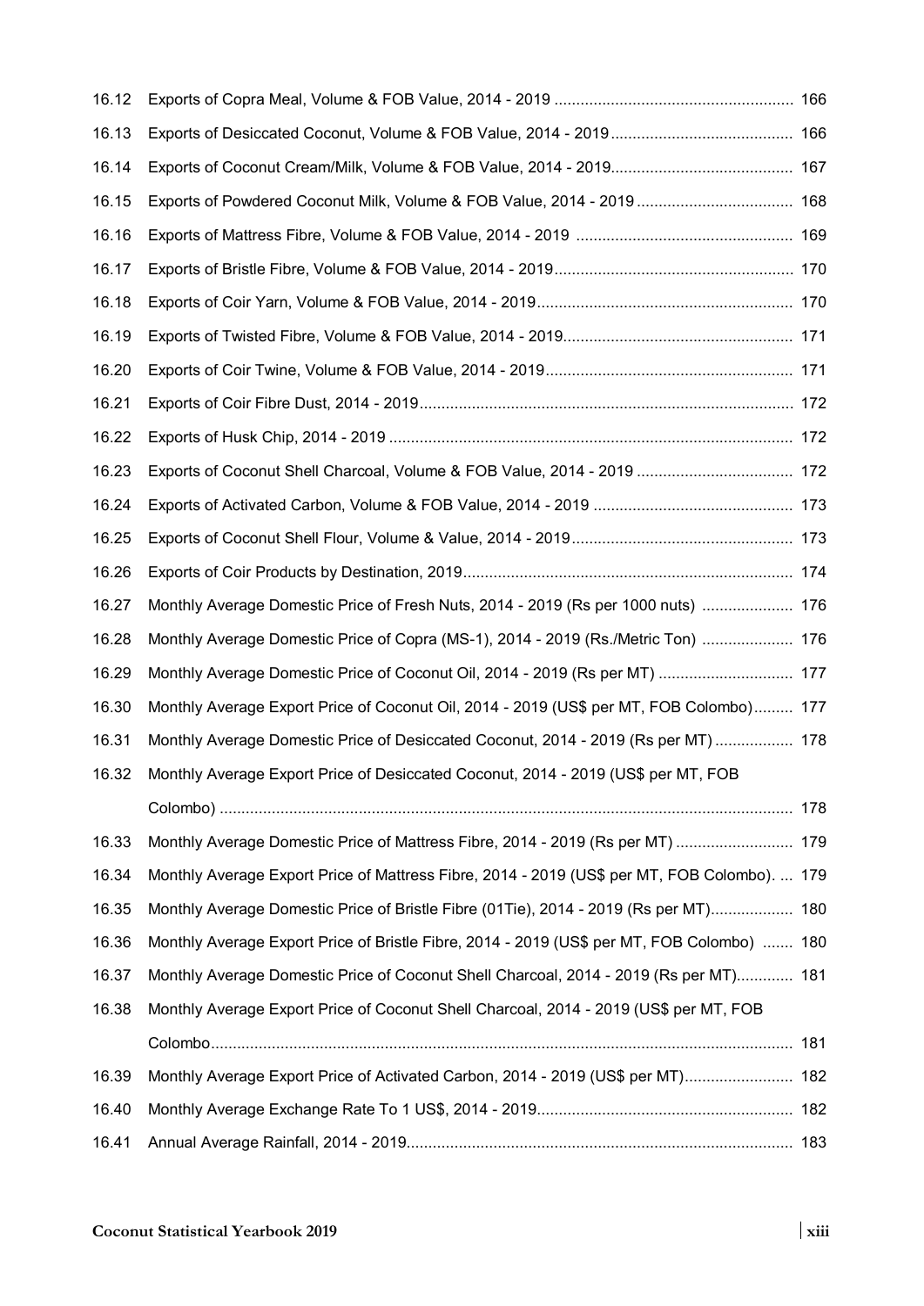| | | |
|---|---|---|
| 16.12 | Exports of Copra Meal, Volume & FOB Value, 2014 - 2019 | 166 |
| 16.13 | Exports of Desiccated Coconut, Volume & FOB Value, 2014 - 2019 | 166 |
| 16.14 | Exports of Coconut Cream/Milk, Volume & FOB Value, 2014 - 2019 | 167 |
| 16.15 | Exports of Powdered Coconut Milk, Volume & FOB Value, 2014 - 2019 | 168 |
| 16.16 | Exports of Mattress Fibre, Volume & FOB Value, 2014 - 2019 | 169 |
| 16.17 | Exports of Bristle Fibre, Volume & FOB Value, 2014 - 2019 | 170 |
| 16.18 | Exports of Coir Yarn, Volume & FOB Value, 2014 - 2019 | 170 |
| 16.19 | Exports of Twisted Fibre, Volume & FOB Value, 2014 - 2019 | 171 |
| 16.20 | Exports of Coir Twine, Volume & FOB Value, 2014 - 2019 | 171 |
| 16.21 | Exports of Coir Fibre Dust, 2014 - 2019 | 172 |
| 16.22 | Exports of Husk Chip, 2014 - 2019 | 172 |
| 16.23 | Exports of Coconut Shell Charcoal, Volume & FOB Value, 2014 - 2019 | 172 |
| 16.24 | Exports of Activated Carbon, Volume & FOB Value, 2014 - 2019 | 173 |
| 16.25 | Exports of Coconut Shell Flour, Volume & Value, 2014 - 2019 | 173 |
| 16.26 | Exports of Coir Products by Destination, 2019 | 174 |
| 16.27 | Monthly Average Domestic Price of Fresh Nuts, 2014 - 2019 (Rs per 1000 nuts) | 176 |
| 16.28 | Monthly Average Domestic Price of Copra (MS-1), 2014 - 2019 (Rs./Metric Ton) | 176 |
| 16.29 | Monthly Average Domestic Price of Coconut Oil, 2014 - 2019 (Rs per MT) | 177 |
| 16.30 | Monthly Average Export Price of Coconut Oil, 2014 - 2019 (US$ per MT, FOB Colombo) | 177 |
| 16.31 | Monthly Average Domestic Price of Desiccated Coconut, 2014 - 2019 (Rs per MT) | 178 |
| 16.32 | Monthly Average Export Price of Desiccated Coconut, 2014 - 2019 (US$ per MT, FOB Colombo) | 178 |
| 16.33 | Monthly Average Domestic Price of Mattress Fibre, 2014 - 2019 (Rs per MT) | 179 |
| 16.34 | Monthly Average Export Price of Mattress Fibre, 2014 - 2019 (US$ per MT, FOB Colombo). | 179 |
| 16.35 | Monthly Average Domestic Price of Bristle Fibre (01Tie), 2014 - 2019 (Rs per MT) | 180 |
| 16.36 | Monthly Average Export Price of Bristle Fibre, 2014 - 2019 (US$ per MT, FOB Colombo) | 180 |
| 16.37 | Monthly Average Domestic Price of Coconut Shell Charcoal, 2014 - 2019 (Rs per MT) | 181 |
| 16.38 | Monthly Average Export Price of Coconut Shell Charcoal, 2014 - 2019 (US$ per MT, FOB Colombo | 181 |
| 16.39 | Monthly Average Export Price of Activated Carbon, 2014 - 2019 (US$ per MT) | 182 |
| 16.40 | Monthly Average Exchange Rate To 1 US$, 2014 - 2019 | 182 |
| 16.41 | Annual Average Rainfall, 2014 - 2019 | 183 |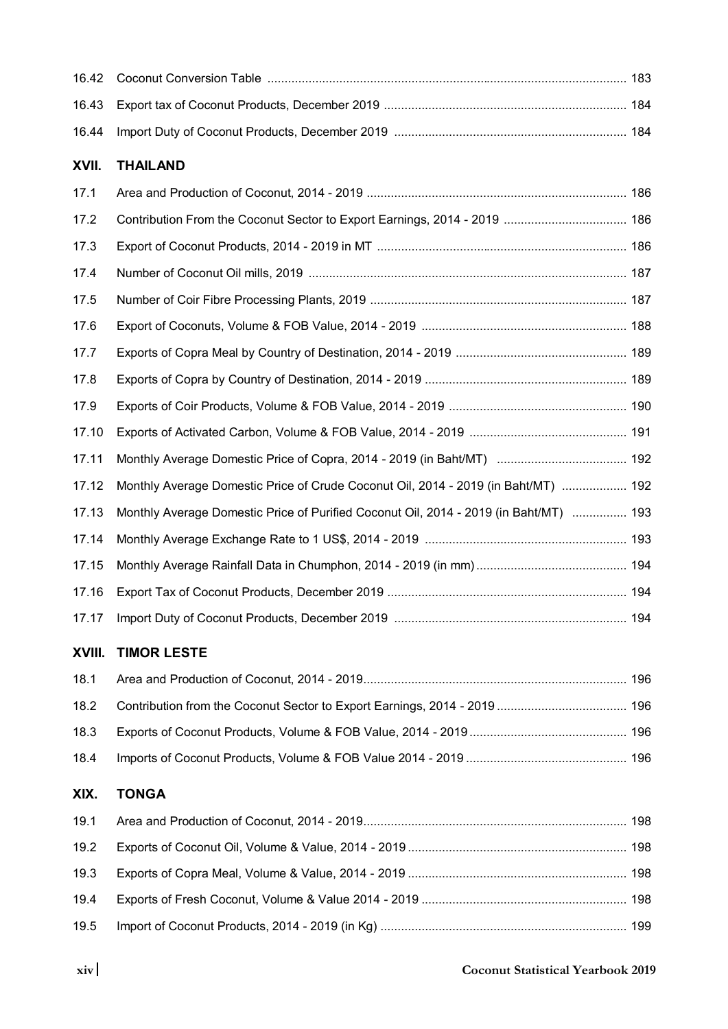| | | |
|---|---|---|
| 16.42 | Coconut Conversion Table | 183 |
| 16.43 | Export tax of Coconut Products, December 2019 | 184 |
| 16.44 | Import Duty of Coconut Products, December 2019 | 184 |

## XVII. THAILAND

| | | |
|---|---|---|
| 17.1 | Area and Production of Coconut, 2014 - 2019 | 186 |
| 17.2 | Contribution From the Coconut Sector to Export Earnings, 2014 - 2019 | 186 |
| 17.3 | Export of Coconut Products, 2014 - 2019 in MT | 186 |
| 17.4 | Number of Coconut Oil mills, 2019 | 187 |
| 17.5 | Number of Coir Fibre Processing Plants, 2019 | 187 |
| 17.6 | Export of Coconuts, Volume & FOB Value, 2014 - 2019 | 188 |
| 17.7 | Exports of Copra Meal by Country of Destination, 2014 - 2019 | 189 |
| 17.8 | Exports of Copra by Country of Destination, 2014 - 2019 | 189 |
| 17.9 | Exports of Coir Products, Volume & FOB Value, 2014 - 2019 | 190 |
| 17.10 | Exports of Activated Carbon, Volume & FOB Value, 2014 - 2019 | 191 |
| 17.11 | Monthly Average Domestic Price of Copra, 2014 - 2019 (in Baht/MT) | 192 |
| 17.12 | Monthly Average Domestic Price of Crude Coconut Oil, 2014 - 2019 (in Baht/MT) | 192 |
| 17.13 | Monthly Average Domestic Price of Purified Coconut Oil, 2014 - 2019 (in Baht/MT) | 193 |
| 17.14 | Monthly Average Exchange Rate to 1 US$, 2014 - 2019 | 193 |
| 17.15 | Monthly Average Rainfall Data in Chumphon, 2014 - 2019 (in mm) | 194 |
| 17.16 | Export Tax of Coconut Products, December 2019 | 194 |
| 17.17 | Import Duty of Coconut Products, December 2019 | 194 |

## XVIII. TIMOR LESTE

| | | |
|---|---|---|
| 18.1 | Area and Production of Coconut, 2014 - 2019 | 196 |
| 18.2 | Contribution from the Coconut Sector to Export Earnings, 2014 - 2019 | 196 |
| 18.3 | Exports of Coconut Products, Volume & FOB Value, 2014 - 2019 | 196 |
| 18.4 | Imports of Coconut Products, Volume & FOB Value 2014 - 2019 | 196 |

## XIX. TONGA

| | | |
|---|---|---|
| 19.1 | Area and Production of Coconut, 2014 - 2019 | 198 |
| 19.2 | Exports of Coconut Oil, Volume & Value, 2014 - 2019 | 198 |
| 19.3 | Exports of Copra Meal, Volume & Value, 2014 - 2019 | 198 |
| 19.4 | Exports of Fresh Coconut, Volume & Value 2014 - 2019 | 198 |
| 19.5 | Import of Coconut Products, 2014 - 2019 (in Kg) | 199 |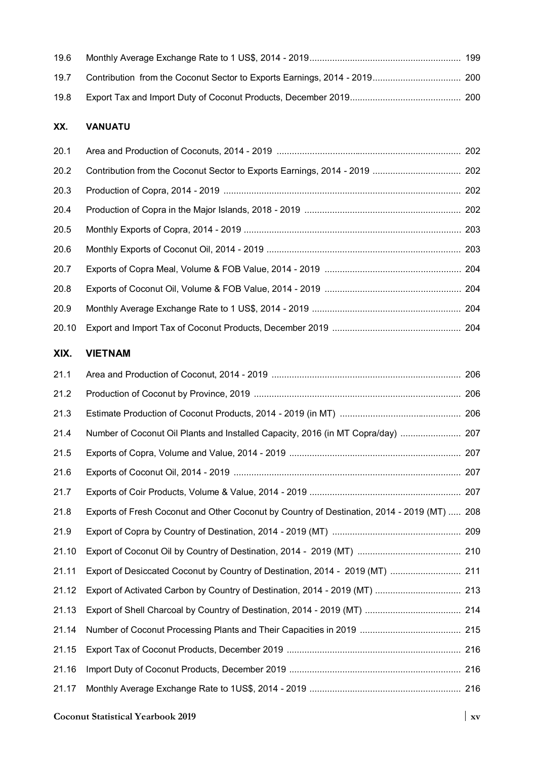| | | |
|---|---|---|
| 19.6 | Monthly Average Exchange Rate to 1 US$, 2014 - 2019 | 199 |
| 19.7 | Contribution from the Coconut Sector to Exports Earnings, 2014 - 2019 | 200 |
| 19.8 | Export Tax and Import Duty of Coconut Products, December 2019 | 200 |

## XX. VANUATU

| | | |
|---|---|---|
| 20.1 | Area and Production of Coconuts, 2014 - 2019 | 202 |
| 20.2 | Contribution from the Coconut Sector to Exports Earnings, 2014 - 2019 | 202 |
| 20.3 | Production of Copra, 2014 - 2019 | 202 |
| 20.4 | Production of Copra in the Major Islands, 2018 - 2019 | 202 |
| 20.5 | Monthly Exports of Copra, 2014 - 2019 | 203 |
| 20.6 | Monthly Exports of Coconut Oil, 2014 - 2019 | 203 |
| 20.7 | Exports of Copra Meal, Volume & FOB Value, 2014 - 2019 | 204 |
| 20.8 | Exports of Coconut Oil, Volume & FOB Value, 2014 - 2019 | 204 |
| 20.9 | Monthly Average Exchange Rate to 1 US$, 2014 - 2019 | 204 |
| 20.10 | Export and Import Tax of Coconut Products, December 2019 | 204 |

## XIX. VIETNAM

| | | |
|---|---|---|
| 21.1 | Area and Production of Coconut, 2014 - 2019 | 206 |
| 21.2 | Production of Coconut by Province, 2019 | 206 |
| 21.3 | Estimate Production of Coconut Products, 2014 - 2019 (in MT) | 206 |
| 21.4 | Number of Coconut Oil Plants and Installed Capacity, 2016 (in MT Copra/day) | 207 |
| 21.5 | Exports of Copra, Volume and Value, 2014 - 2019 | 207 |
| 21.6 | Exports of Coconut Oil, 2014 - 2019 | 207 |
| 21.7 | Exports of Coir Products, Volume & Value, 2014 - 2019 | 207 |
| 21.8 | Exports of Fresh Coconut and Other Coconut by Country of Destination, 2014 - 2019 (MT) | 208 |
| 21.9 | Export of Copra by Country of Destination, 2014 - 2019 (MT) | 209 |
| 21.10 | Export of Coconut Oil by Country of Destination, 2014 - 2019 (MT) | 210 |
| 21.11 | Export of Desiccated Coconut by Country of Destination, 2014 - 2019 (MT) | 211 |
| 21.12 | Export of Activated Carbon by Country of Destination, 2014 - 2019 (MT) | 213 |
| 21.13 | Export of Shell Charcoal by Country of Destination, 2014 - 2019 (MT) | 214 |
| 21.14 | Number of Coconut Processing Plants and Their Capacities in 2019 | 215 |
| 21.15 | Export Tax of Coconut Products, December 2019 | 216 |
| 21.16 | Import Duty of Coconut Products, December 2019 | 216 |
| 21.17 | Monthly Average Exchange Rate to 1US$, 2014 - 2019 | 216 |